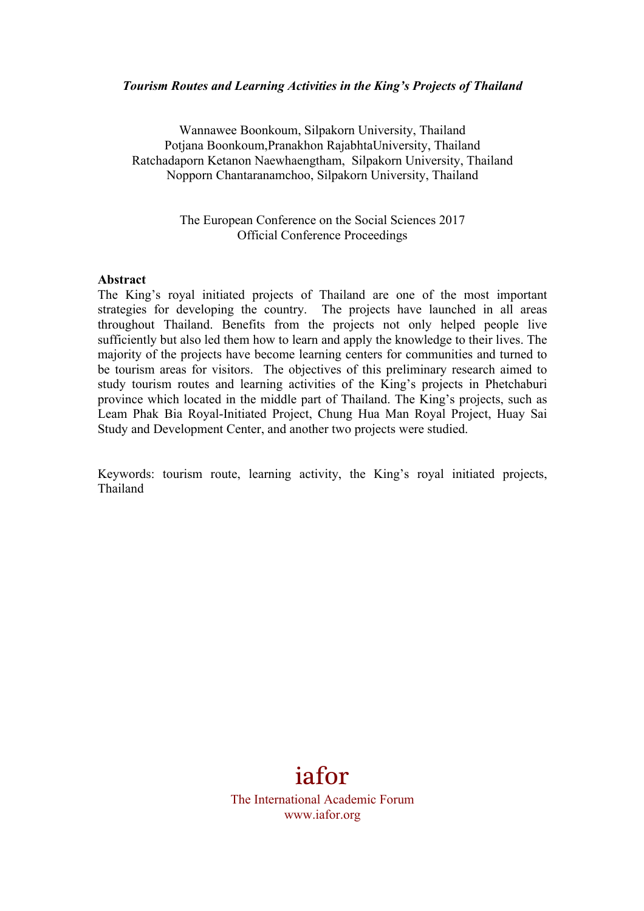***Tourism Routes and Learning Activities in the King's Projects of Thailand***

Wannawee Boonkoum, Silpakorn University, Thailand
Potjana Boonkoum,Pranakhon RajabhtaUniversity, Thailand
Ratchadaporn Ketanon Naewhaengtham, Silpakorn University, Thailand
Nopporn Chantaranamchoo, Silpakorn University, Thailand

The European Conference on the Social Sciences 2017
Official Conference Proceedings

**Abstract**

The King's royal initiated projects of Thailand are one of the most important strategies for developing the country. The projects have launched in all areas throughout Thailand. Benefits from the projects not only helped people live sufficiently but also led them how to learn and apply the knowledge to their lives. The majority of the projects have become learning centers for communities and turned to be tourism areas for visitors. The objectives of this preliminary research aimed to study tourism routes and learning activities of the King's projects in Phetchaburi province which located in the middle part of Thailand. The King's projects, such as Leam Phak Bia Royal-Initiated Project, Chung Hua Man Royal Project, Huay Sai Study and Development Center, and another two projects were studied.

Keywords: tourism route, learning activity, the King's royal initiated projects, Thailand

iafor
The International Academic Forum
www.iafor.org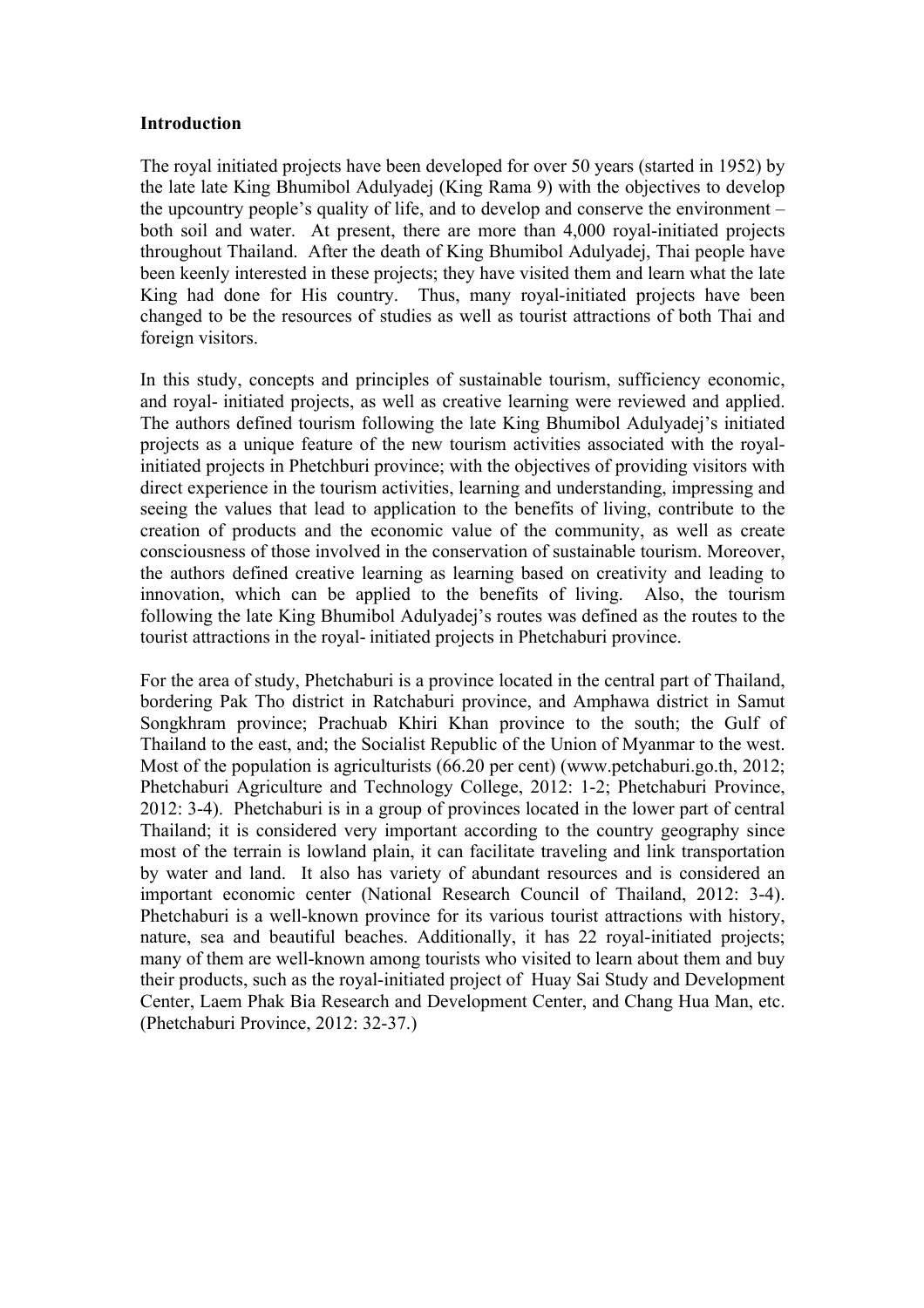**Introduction**

The royal initiated projects have been developed for over 50 years (started in 1952) by the late late King Bhumibol Adulyadej (King Rama 9) with the objectives to develop the upcountry people's quality of life, and to develop and conserve the environment – both soil and water. At present, there are more than 4,000 royal-initiated projects throughout Thailand. After the death of King Bhumibol Adulyadej, Thai people have been keenly interested in these projects; they have visited them and learn what the late King had done for His country. Thus, many royal-initiated projects have been changed to be the resources of studies as well as tourist attractions of both Thai and foreign visitors.

In this study, concepts and principles of sustainable tourism, sufficiency economic, and royal- initiated projects, as well as creative learning were reviewed and applied. The authors defined tourism following the late King Bhumibol Adulyadej's initiated projects as a unique feature of the new tourism activities associated with the royal-initiated projects in Phetchburi province; with the objectives of providing visitors with direct experience in the tourism activities, learning and understanding, impressing and seeing the values that lead to application to the benefits of living, contribute to the creation of products and the economic value of the community, as well as create consciousness of those involved in the conservation of sustainable tourism. Moreover, the authors defined creative learning as learning based on creativity and leading to innovation, which can be applied to the benefits of living. Also, the tourism following the late King Bhumibol Adulyadej's routes was defined as the routes to the tourist attractions in the royal- initiated projects in Phetchaburi province.

For the area of study, Phetchaburi is a province located in the central part of Thailand, bordering Pak Tho district in Ratchaburi province, and Amphawa district in Samut Songkhram province; Prachuab Khiri Khan province to the south; the Gulf of Thailand to the east, and; the Socialist Republic of the Union of Myanmar to the west. Most of the population is agriculturists (66.20 per cent) (www.petchaburi.go.th, 2012; Phetchaburi Agriculture and Technology College, 2012: 1-2; Phetchaburi Province, 2012: 3-4). Phetchaburi is in a group of provinces located in the lower part of central Thailand; it is considered very important according to the country geography since most of the terrain is lowland plain, it can facilitate traveling and link transportation by water and land. It also has variety of abundant resources and is considered an important economic center (National Research Council of Thailand, 2012: 3-4). Phetchaburi is a well-known province for its various tourist attractions with history, nature, sea and beautiful beaches. Additionally, it has 22 royal-initiated projects; many of them are well-known among tourists who visited to learn about them and buy their products, such as the royal-initiated project of Huay Sai Study and Development Center, Laem Phak Bia Research and Development Center, and Chang Hua Man, etc. (Phetchaburi Province, 2012: 32-37.)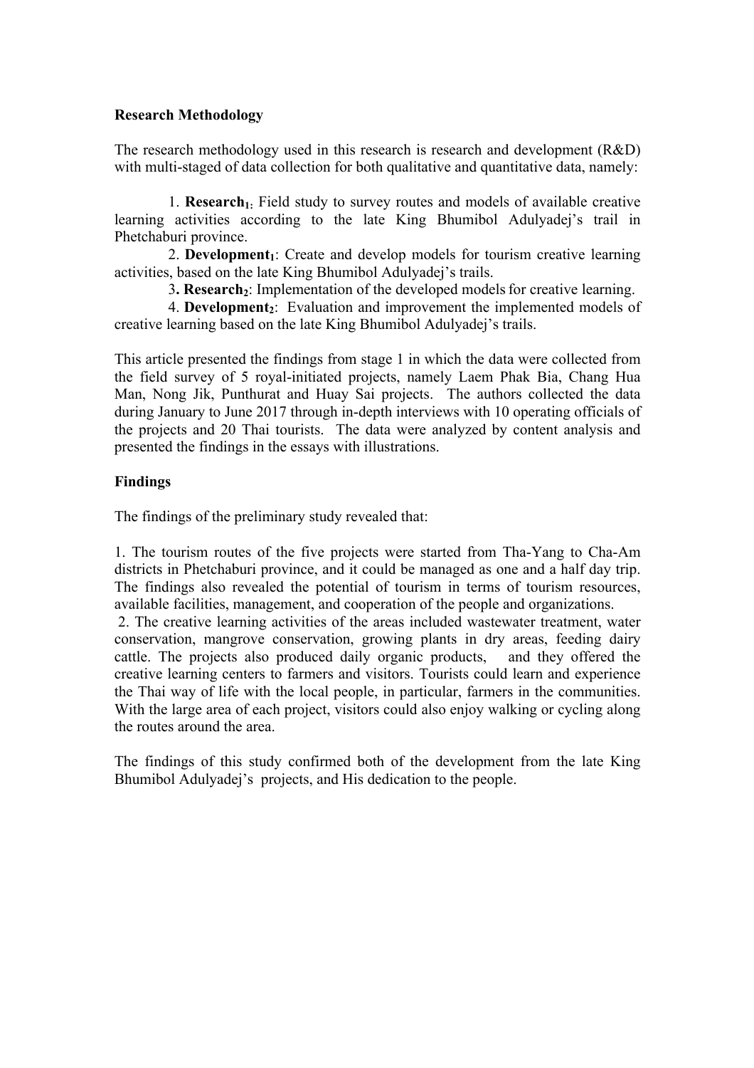**Research Methodology**

The research methodology used in this research is research and development (R&D) with multi-staged of data collection for both qualitative and quantitative data, namely:

1. **Research$_1$**: Field study to survey routes and models of available creative learning activities according to the late King Bhumibol Adulyadej's trail in Phetchaburi province.
2. **Development$_1$**: Create and develop models for tourism creative learning activities, based on the late King Bhumibol Adulyadej's trails.
3. **Research$_2$**: Implementation of the developed models for creative learning.
4. **Development$_2$**: Evaluation and improvement the implemented models of creative learning based on the late King Bhumibol Adulyadej's trails.

This article presented the findings from stage 1 in which the data were collected from the field survey of 5 royal-initiated projects, namely Laem Phak Bia, Chang Hua Man, Nong Jik, Punthurat and Huay Sai projects. The authors collected the data during January to June 2017 through in-depth interviews with 10 operating officials of the projects and 20 Thai tourists. The data were analyzed by content analysis and presented the findings in the essays with illustrations.

**Findings**

The findings of the preliminary study revealed that:

1. The tourism routes of the five projects were started from Tha-Yang to Cha-Am districts in Phetchaburi province, and it could be managed as one and a half day trip. The findings also revealed the potential of tourism in terms of tourism resources, available facilities, management, and cooperation of the people and organizations.
2. The creative learning activities of the areas included wastewater treatment, water conservation, mangrove conservation, growing plants in dry areas, feeding dairy cattle. The projects also produced daily organic products, and they offered the creative learning centers to farmers and visitors. Tourists could learn and experience the Thai way of life with the local people, in particular, farmers in the communities. With the large area of each project, visitors could also enjoy walking or cycling along the routes around the area.

The findings of this study confirmed both of the development from the late King Bhumibol Adulyadej's projects, and His dedication to the people.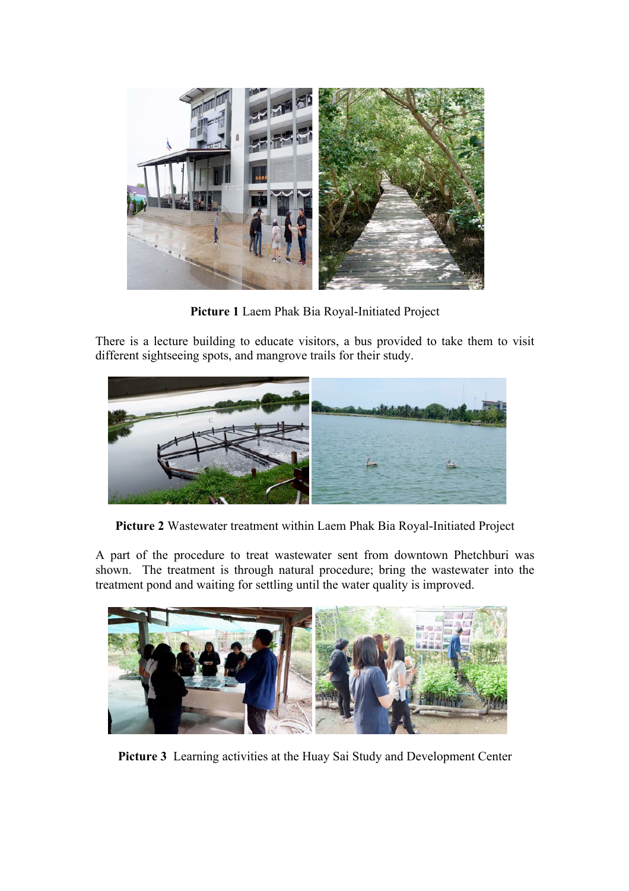**Picture 1** Laem Phak Bia Royal-Initiated Project

There is a lecture building to educate visitors, a bus provided to take them to visit different sightseeing spots, and mangrove trails for their study.

**Picture 2** Wastewater treatment within Laem Phak Bia Royal-Initiated Project

A part of the procedure to treat wastewater sent from downtown Phetchburi was shown. The treatment is through natural procedure; bring the wastewater into the treatment pond and waiting for settling until the water quality is improved.

**Picture 3** Learning activities at the Huay Sai Study and Development Center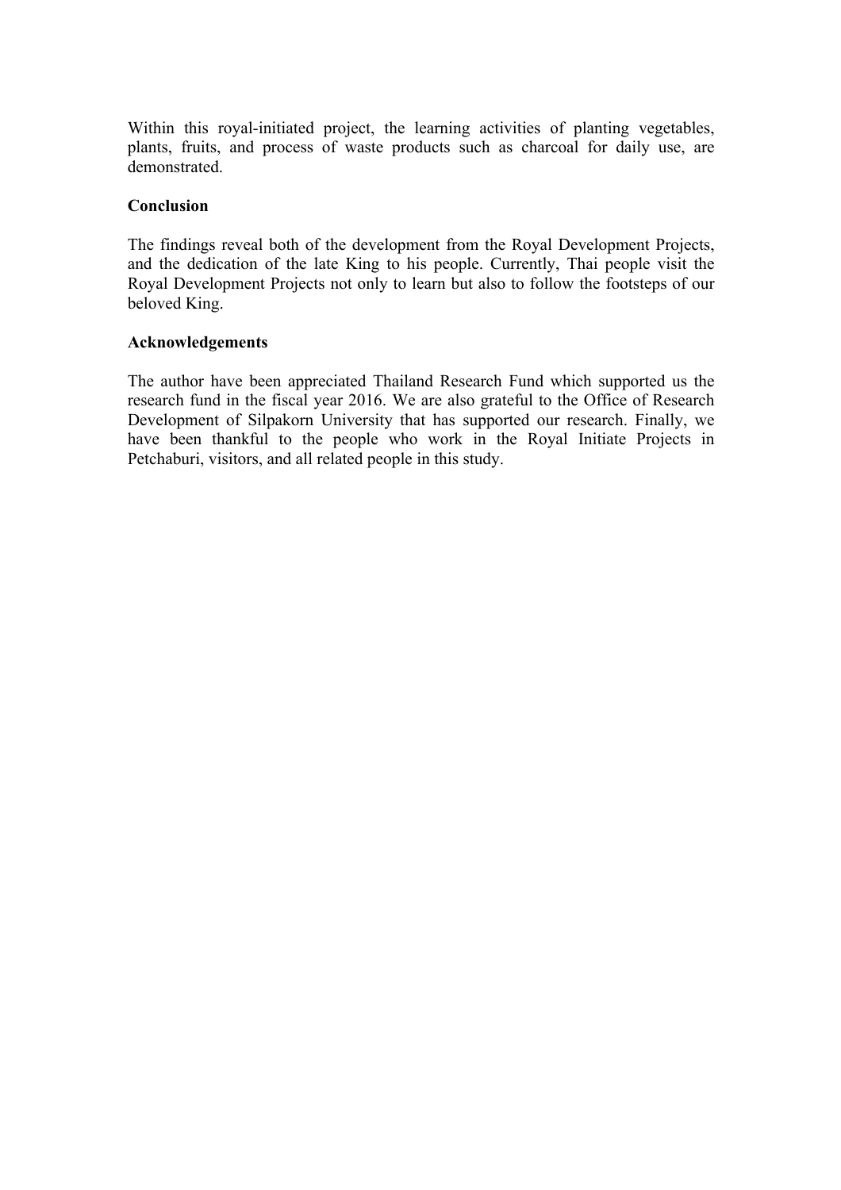Within this royal-initiated project, the learning activities of planting vegetables, plants, fruits, and process of waste products such as charcoal for daily use, are demonstrated.

## Conclusion

The findings reveal both of the development from the Royal Development Projects, and the dedication of the late King to his people. Currently, Thai people visit the Royal Development Projects not only to learn but also to follow the footsteps of our beloved King.

## Acknowledgements

The author have been appreciated Thailand Research Fund which supported us the research fund in the fiscal year 2016. We are also grateful to the Office of Research Development of Silpakorn University that has supported our research. Finally, we have been thankful to the people who work in the Royal Initiate Projects in Petchaburi, visitors, and all related people in this study.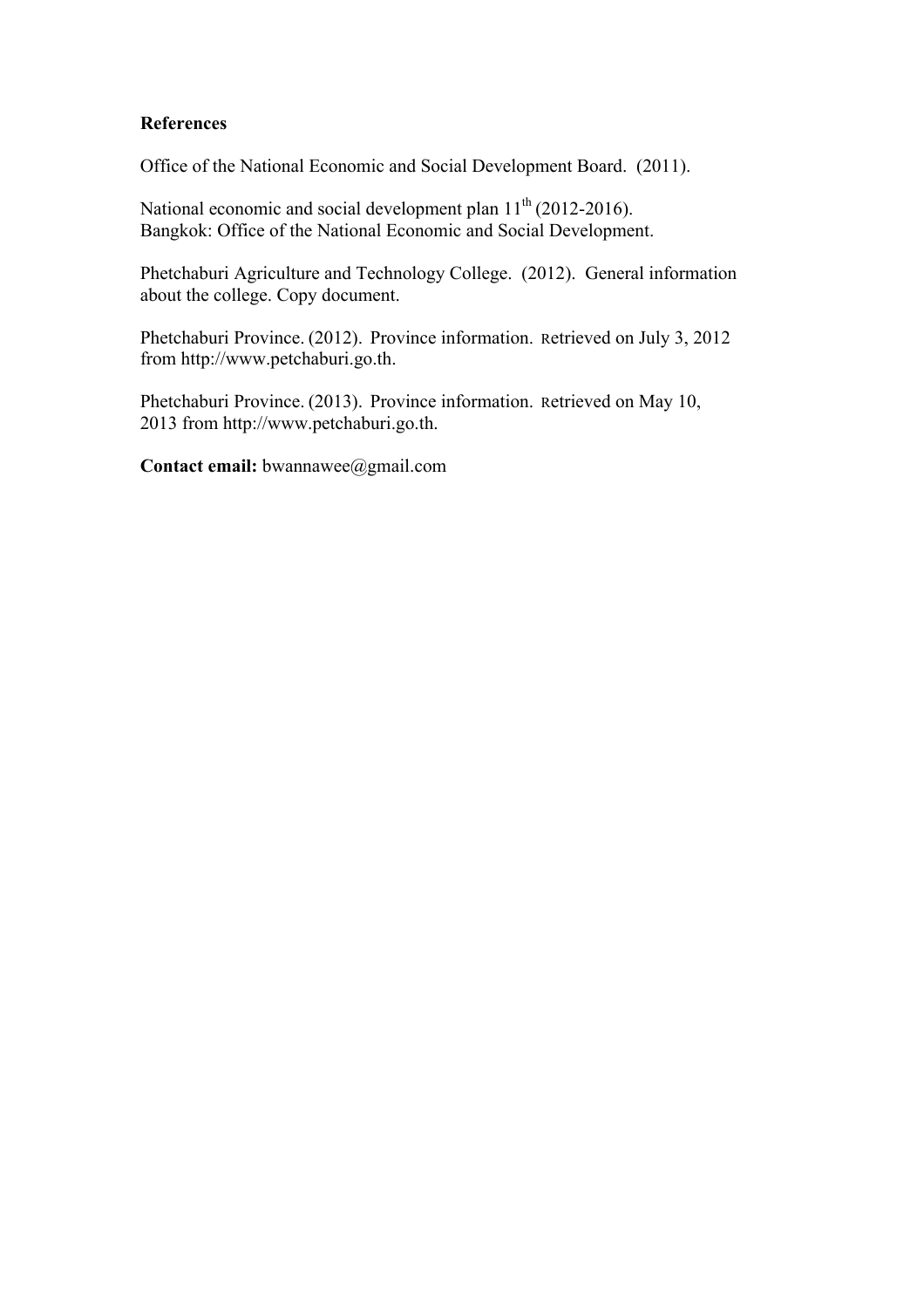**References**

Office of the National Economic and Social Development Board. (2011).

National economic and social development plan $11^{th}$ (2012-2016). Bangkok: Office of the National Economic and Social Development.

Phetchaburi Agriculture and Technology College. (2012). General information about the college. Copy document.

Phetchaburi Province. (2012). Province information. Retrieved on July 3, 2012 from http://www.petchaburi.go.th.

Phetchaburi Province. (2013). Province information. Retrieved on May 10, 2013 from http://www.petchaburi.go.th.

**Contact email:** bwannawee@gmail.com